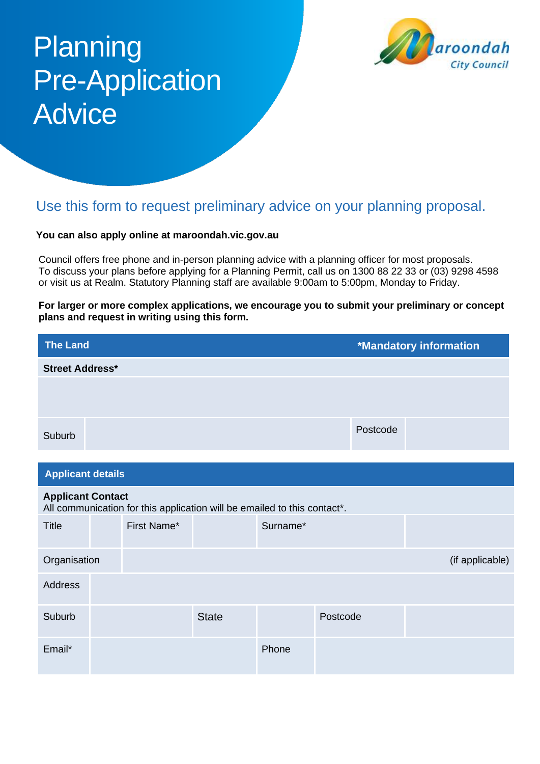# Planning Pre-Application Advice

Maroondah City Council

## Use this form to request preliminary advice on your planning proposal.

**You can also apply online at maroondah.vic.gov.au**

Council offers free phone and in-person planning advice with a planning officer for most proposals. To discuss your plans before applying for a Planning Permit, call us on 1300 88 22 33 or (03) 9298 4598 or visit us at Realm. Statutory Planning staff are available 9:00am to 5:00pm, Monday to Friday.

**For larger or more complex applications, we encourage you to submit your preliminary or concept plans and request in writing using this form.**

| The Land | | *Mandatory information | |
|---|---|---|---|
| **Street Address*** | | | |
| | | | |
| Suburb | | Postcode | |

| Applicant details | | | | | | |
|---|---|---|---|---|---|---|
| **Applicant Contact**<br>All communication for this application will be emailed to this contact*. | | | | | | |
| Title | | First Name* | | Surname* | | |
| Organisation | | | | | | (if applicable) |
| Address | | | | | | |
| Suburb | | | State | | Postcode | |
| Email* | | | | Phone | | |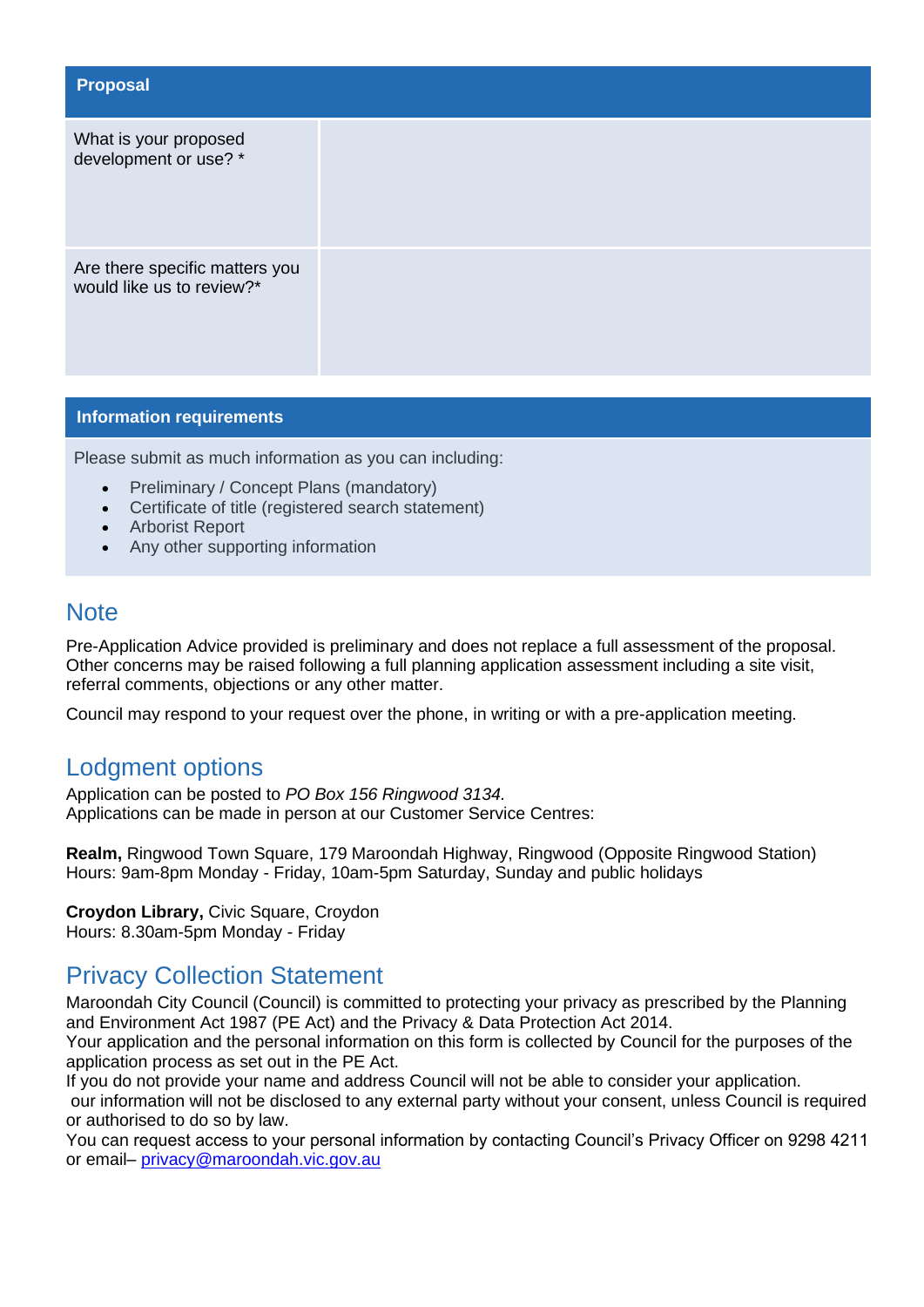| Proposal | |
| --- | --- |
| What is your proposed development or use? * | |
| Are there specific matters you would like us to review?* | |

| Information requirements |
| --- |
| Please submit as much information as you can including:<br>• Preliminary / Concept Plans (mandatory)<br>• Certificate of title (registered search statement)<br>• Arborist Report<br>• Any other supporting information |

## Note

Pre-Application Advice provided is preliminary and does not replace a full assessment of the proposal. Other concerns may be raised following a full planning application assessment including a site visit, referral comments, objections or any other matter.

Council may respond to your request over the phone, in writing or with a pre-application meeting.

## Lodgment options

Application can be posted to *PO Box 156 Ringwood 3134.*
Applications can be made in person at our Customer Service Centres:

**Realm,** Ringwood Town Square, 179 Maroondah Highway, Ringwood (Opposite Ringwood Station)
Hours: 9am-8pm Monday - Friday, 10am-5pm Saturday, Sunday and public holidays

**Croydon Library,** Civic Square, Croydon
Hours: 8.30am-5pm Monday - Friday

## Privacy Collection Statement

Maroondah City Council (Council) is committed to protecting your privacy as prescribed by the Planning and Environment Act 1987 (PE Act) and the Privacy & Data Protection Act 2014.
Your application and the personal information on this form is collected by Council for the purposes of the application process as set out in the PE Act.
If you do not provide your name and address Council will not be able to consider your application.
our information will not be disclosed to any external party without your consent, unless Council is required or authorised to do so by law.
You can request access to your personal information by contacting Council's Privacy Officer on 9298 4211 or email– privacy@maroondah.vic.gov.au